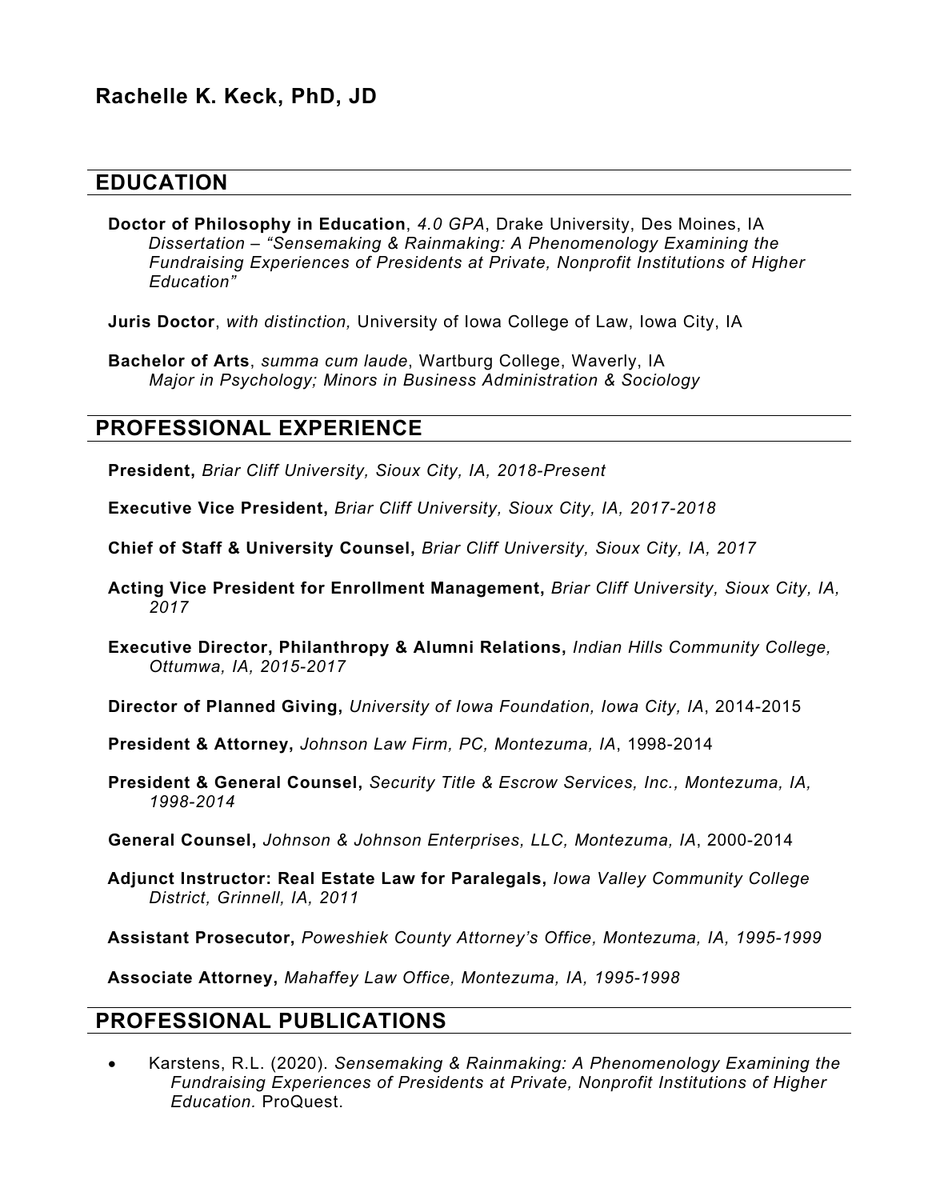# Rachelle K. Keck, PhD, JD

## EDUCATION

**Doctor of Philosophy in Education**, *4.0 GPA*, Drake University, Des Moines, IA
*Dissertation – "Sensemaking & Rainmaking: A Phenomenology Examining the Fundraising Experiences of Presidents at Private, Nonprofit Institutions of Higher Education"*

**Juris Doctor**, *with distinction,* University of Iowa College of Law, Iowa City, IA

**Bachelor of Arts**, *summa cum laude*, Wartburg College, Waverly, IA
*Major in Psychology; Minors in Business Administration & Sociology*

## PROFESSIONAL EXPERIENCE

**President,** *Briar Cliff University, Sioux City, IA, 2018-Present*

**Executive Vice President,** *Briar Cliff University, Sioux City, IA, 2017-2018*

**Chief of Staff & University Counsel,** *Briar Cliff University, Sioux City, IA, 2017*

**Acting Vice President for Enrollment Management,** *Briar Cliff University, Sioux City, IA, 2017*

**Executive Director, Philanthropy & Alumni Relations,** *Indian Hills Community College, Ottumwa, IA, 2015-2017*

**Director of Planned Giving,** *University of Iowa Foundation, Iowa City, IA*, 2014-2015

**President & Attorney,** *Johnson Law Firm, PC, Montezuma, IA*, 1998-2014

**President & General Counsel,** *Security Title & Escrow Services, Inc., Montezuma, IA, 1998-2014*

**General Counsel,** *Johnson & Johnson Enterprises, LLC, Montezuma, IA*, 2000-2014

**Adjunct Instructor: Real Estate Law for Paralegals,** *Iowa Valley Community College District, Grinnell, IA, 2011*

**Assistant Prosecutor,** *Poweshiek County Attorney's Office, Montezuma, IA, 1995-1999*

**Associate Attorney,** *Mahaffey Law Office, Montezuma, IA, 1995-1998*

## PROFESSIONAL PUBLICATIONS

- Karstens, R.L. (2020). *Sensemaking & Rainmaking: A Phenomenology Examining the Fundraising Experiences of Presidents at Private, Nonprofit Institutions of Higher Education.* ProQuest.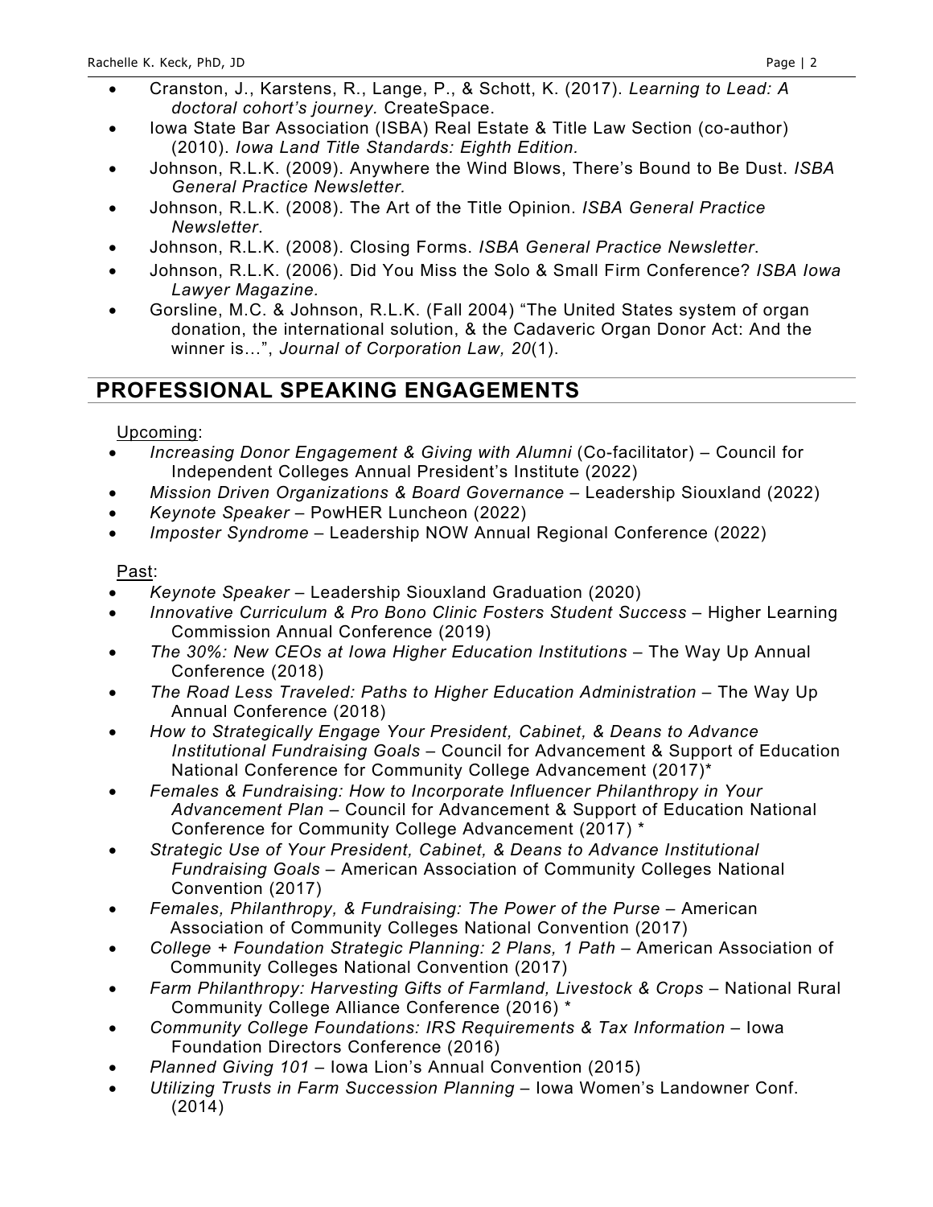- Cranston, J., Karstens, R., Lange, P., & Schott, K. (2017). *Learning to Lead: A doctoral cohort's journey.* CreateSpace.
- Iowa State Bar Association (ISBA) Real Estate & Title Law Section (co-author) (2010). *Iowa Land Title Standards: Eighth Edition.*
- Johnson, R.L.K. (2009). Anywhere the Wind Blows, There's Bound to Be Dust. *ISBA General Practice Newsletter.*
- Johnson, R.L.K. (2008). The Art of the Title Opinion. *ISBA General Practice Newsletter.*
- Johnson, R.L.K. (2008). Closing Forms. *ISBA General Practice Newsletter*.
- Johnson, R.L.K. (2006). Did You Miss the Solo & Small Firm Conference? *ISBA Iowa Lawyer Magazine.*
- Gorsline, M.C. & Johnson, R.L.K. (Fall 2004) "The United States system of organ donation, the international solution, & the Cadaveric Organ Donor Act: And the winner is…", *Journal of Corporation Law, 20*(1).

## PROFESSIONAL SPEAKING ENGAGEMENTS

Upcoming:

- *Increasing Donor Engagement & Giving with Alumni* (Co-facilitator) – Council for Independent Colleges Annual President's Institute (2022)
- *Mission Driven Organizations & Board Governance* – Leadership Siouxland (2022)
- *Keynote Speaker* – PowHER Luncheon (2022)
- *Imposter Syndrome* – Leadership NOW Annual Regional Conference (2022)

Past:

- *Keynote Speaker* – Leadership Siouxland Graduation (2020)
- *Innovative Curriculum & Pro Bono Clinic Fosters Student Success* – Higher Learning Commission Annual Conference (2019)
- *The 30%: New CEOs at Iowa Higher Education Institutions* – The Way Up Annual Conference (2018)
- *The Road Less Traveled: Paths to Higher Education Administration* – The Way Up Annual Conference (2018)
- *How to Strategically Engage Your President, Cabinet, & Deans to Advance Institutional Fundraising Goals* – Council for Advancement & Support of Education National Conference for Community College Advancement (2017)*
- *Females & Fundraising: How to Incorporate Influencer Philanthropy in Your Advancement Plan* – Council for Advancement & Support of Education National Conference for Community College Advancement (2017) *
- *Strategic Use of Your President, Cabinet, & Deans to Advance Institutional Fundraising Goals* – American Association of Community Colleges National Convention (2017)
- *Females, Philanthropy, & Fundraising: The Power of the Purse* – American Association of Community Colleges National Convention (2017)
- *College + Foundation Strategic Planning: 2 Plans, 1 Path* – American Association of Community Colleges National Convention (2017)
- *Farm Philanthropy: Harvesting Gifts of Farmland, Livestock & Crops* – National Rural Community College Alliance Conference (2016) *
- *Community College Foundations: IRS Requirements & Tax Information* – Iowa Foundation Directors Conference (2016)
- *Planned Giving 101* – Iowa Lion's Annual Convention (2015)
- *Utilizing Trusts in Farm Succession Planning* – Iowa Women's Landowner Conf. (2014)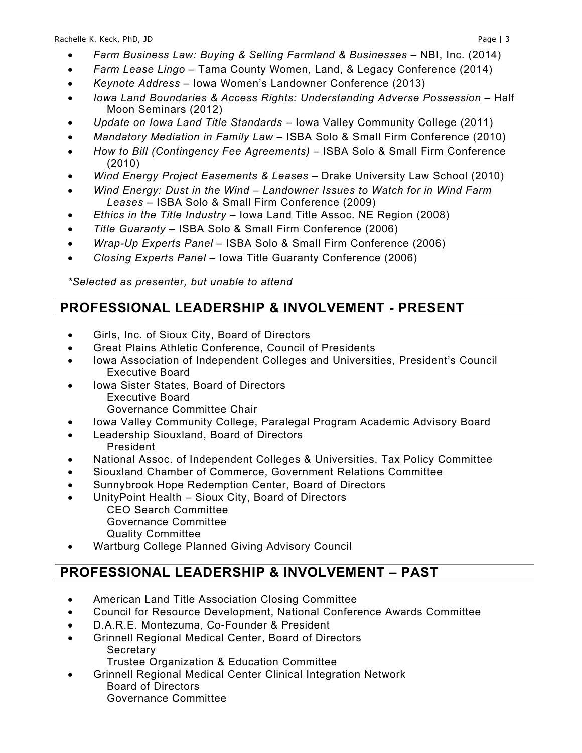- *Farm Business Law: Buying & Selling Farmland & Businesses* – NBI, Inc. (2014)
- *Farm Lease Lingo* – Tama County Women, Land, & Legacy Conference (2014)
- *Keynote Address* – Iowa Women's Landowner Conference (2013)
- *Iowa Land Boundaries & Access Rights: Understanding Adverse Possession* – Half Moon Seminars (2012)
- *Update on Iowa Land Title Standards* – Iowa Valley Community College (2011)
- *Mandatory Mediation in Family Law* – ISBA Solo & Small Firm Conference (2010)
- *How to Bill (Contingency Fee Agreements)* – ISBA Solo & Small Firm Conference (2010)
- *Wind Energy Project Easements & Leases* – Drake University Law School (2010)
- *Wind Energy: Dust in the Wind – Landowner Issues to Watch for in Wind Farm Leases* – ISBA Solo & Small Firm Conference (2009)
- *Ethics in the Title Industry* – Iowa Land Title Assoc. NE Region (2008)
- *Title Guaranty* – ISBA Solo & Small Firm Conference (2006)
- *Wrap-Up Experts Panel* – ISBA Solo & Small Firm Conference (2006)
- *Closing Experts Panel* – Iowa Title Guaranty Conference (2006)

*\*Selected as presenter, but unable to attend*

## PROFESSIONAL LEADERSHIP & INVOLVEMENT - PRESENT

- Girls, Inc. of Sioux City, Board of Directors
- Great Plains Athletic Conference, Council of Presidents
- Iowa Association of Independent Colleges and Universities, President's Council
  - Executive Board
- Iowa Sister States, Board of Directors
  - Executive Board
  - Governance Committee Chair
- Iowa Valley Community College, Paralegal Program Academic Advisory Board
- Leadership Siouxland, Board of Directors
  - President
- National Assoc. of Independent Colleges & Universities, Tax Policy Committee
- Siouxland Chamber of Commerce, Government Relations Committee
- Sunnybrook Hope Redemption Center, Board of Directors
- UnityPoint Health – Sioux City, Board of Directors
  - CEO Search Committee
  - Governance Committee
  - Quality Committee
- Wartburg College Planned Giving Advisory Council

## PROFESSIONAL LEADERSHIP & INVOLVEMENT – PAST

- American Land Title Association Closing Committee
- Council for Resource Development, National Conference Awards Committee
- D.A.R.E. Montezuma, Co-Founder & President
- Grinnell Regional Medical Center, Board of Directors
  - Secretary
  - Trustee Organization & Education Committee
- Grinnell Regional Medical Center Clinical Integration Network
  - Board of Directors
  - Governance Committee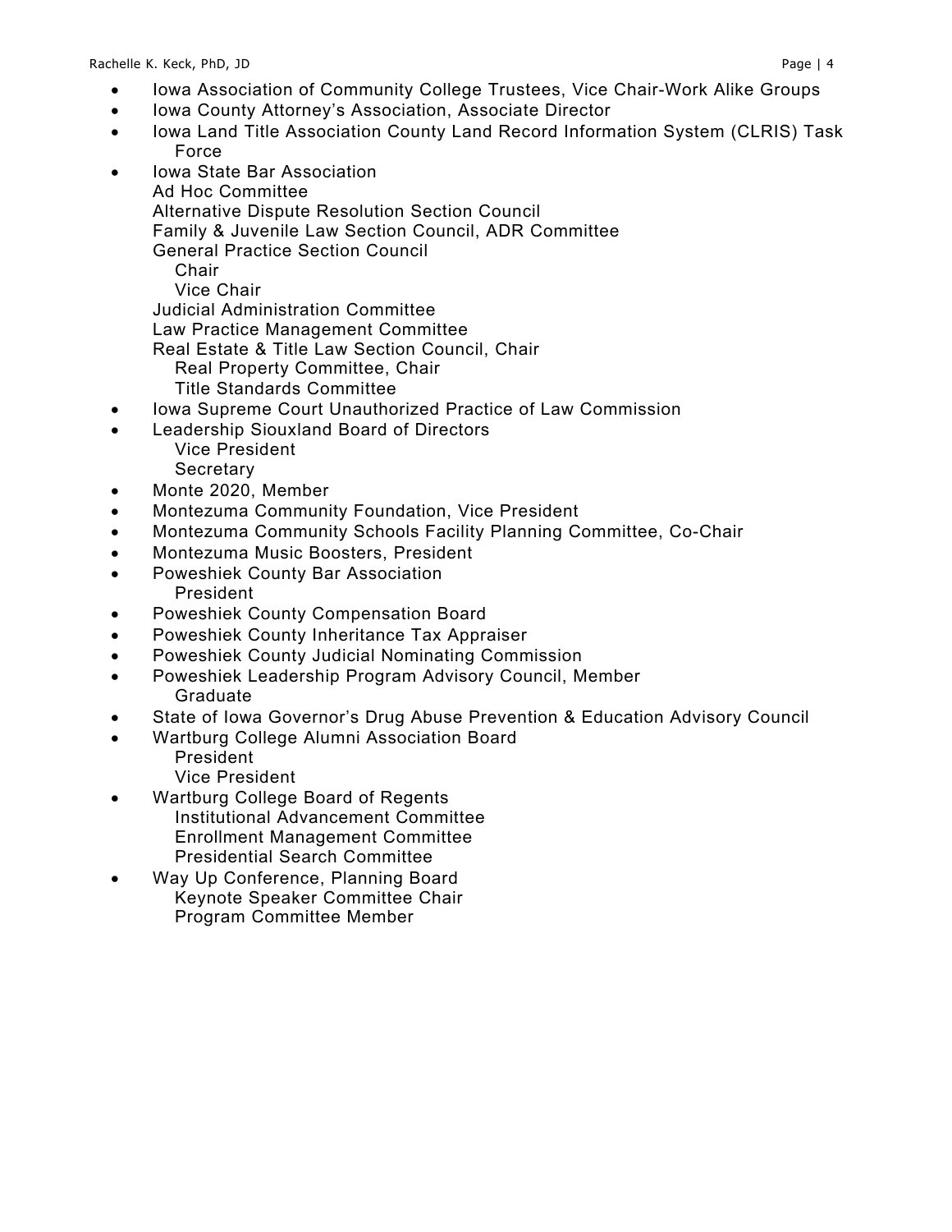- Iowa Association of Community College Trustees, Vice Chair-Work Alike Groups
- Iowa County Attorney's Association, Associate Director
- Iowa Land Title Association County Land Record Information System (CLRIS) Task Force
- Iowa State Bar Association
  - Ad Hoc Committee
  - Alternative Dispute Resolution Section Council
  - Family & Juvenile Law Section Council, ADR Committee
  - General Practice Section Council
    - Chair
    - Vice Chair
  - Judicial Administration Committee
  - Law Practice Management Committee
  - Real Estate & Title Law Section Council, Chair
    - Real Property Committee, Chair
    - Title Standards Committee
- Iowa Supreme Court Unauthorized Practice of Law Commission
- Leadership Siouxland Board of Directors
  - Vice President
  - Secretary
- Monte 2020, Member
- Montezuma Community Foundation, Vice President
- Montezuma Community Schools Facility Planning Committee, Co-Chair
- Montezuma Music Boosters, President
- Poweshiek County Bar Association
  - President
- Poweshiek County Compensation Board
- Poweshiek County Inheritance Tax Appraiser
- Poweshiek County Judicial Nominating Commission
- Poweshiek Leadership Program Advisory Council, Member
  - Graduate
- State of Iowa Governor's Drug Abuse Prevention & Education Advisory Council
- Wartburg College Alumni Association Board
  - President
  - Vice President
- Wartburg College Board of Regents
  - Institutional Advancement Committee
  - Enrollment Management Committee
  - Presidential Search Committee
- Way Up Conference, Planning Board
  - Keynote Speaker Committee Chair
  - Program Committee Member